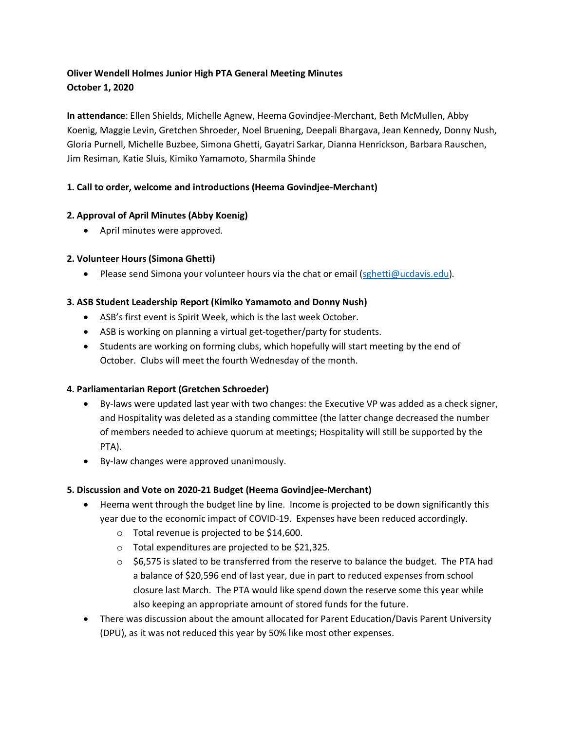**Oliver Wendell Holmes Junior High PTA General Meeting Minutes**
**October 1, 2020**

**In attendance**: Ellen Shields, Michelle Agnew, Heema Govindjee-Merchant, Beth McMullen, Abby Koenig, Maggie Levin, Gretchen Shroeder, Noel Bruening, Deepali Bhargava, Jean Kennedy, Donny Nush, Gloria Purnell, Michelle Buzbee, Simona Ghetti, Gayatri Sarkar, Dianna Henrickson, Barbara Rauschen, Jim Resiman, Katie Sluis, Kimiko Yamamoto, Sharmila Shinde

**1. Call to order, welcome and introductions (Heema Govindjee-Merchant)**

**2. Approval of April Minutes (Abby Koenig)**

- April minutes were approved.

**2. Volunteer Hours (Simona Ghetti)**

- Please send Simona your volunteer hours via the chat or email (sghetti@ucdavis.edu).

**3. ASB Student Leadership Report (Kimiko Yamamoto and Donny Nush)**

- ASB's first event is Spirit Week, which is the last week October.
- ASB is working on planning a virtual get-together/party for students.
- Students are working on forming clubs, which hopefully will start meeting by the end of October. Clubs will meet the fourth Wednesday of the month.

**4. Parliamentarian Report (Gretchen Schroeder)**

- By-laws were updated last year with two changes: the Executive VP was added as a check signer, and Hospitality was deleted as a standing committee (the latter change decreased the number of members needed to achieve quorum at meetings; Hospitality will still be supported by the PTA).
- By-law changes were approved unanimously.

**5. Discussion and Vote on 2020-21 Budget (Heema Govindjee-Merchant)**

- Heema went through the budget line by line. Income is projected to be down significantly this year due to the economic impact of COVID-19. Expenses have been reduced accordingly.
    - Total revenue is projected to be $14,600.
    - Total expenditures are projected to be $21,325.
    - $6,575 is slated to be transferred from the reserve to balance the budget. The PTA had a balance of $20,596 end of last year, due in part to reduced expenses from school closure last March. The PTA would like spend down the reserve some this year while also keeping an appropriate amount of stored funds for the future.
- There was discussion about the amount allocated for Parent Education/Davis Parent University (DPU), as it was not reduced this year by 50% like most other expenses.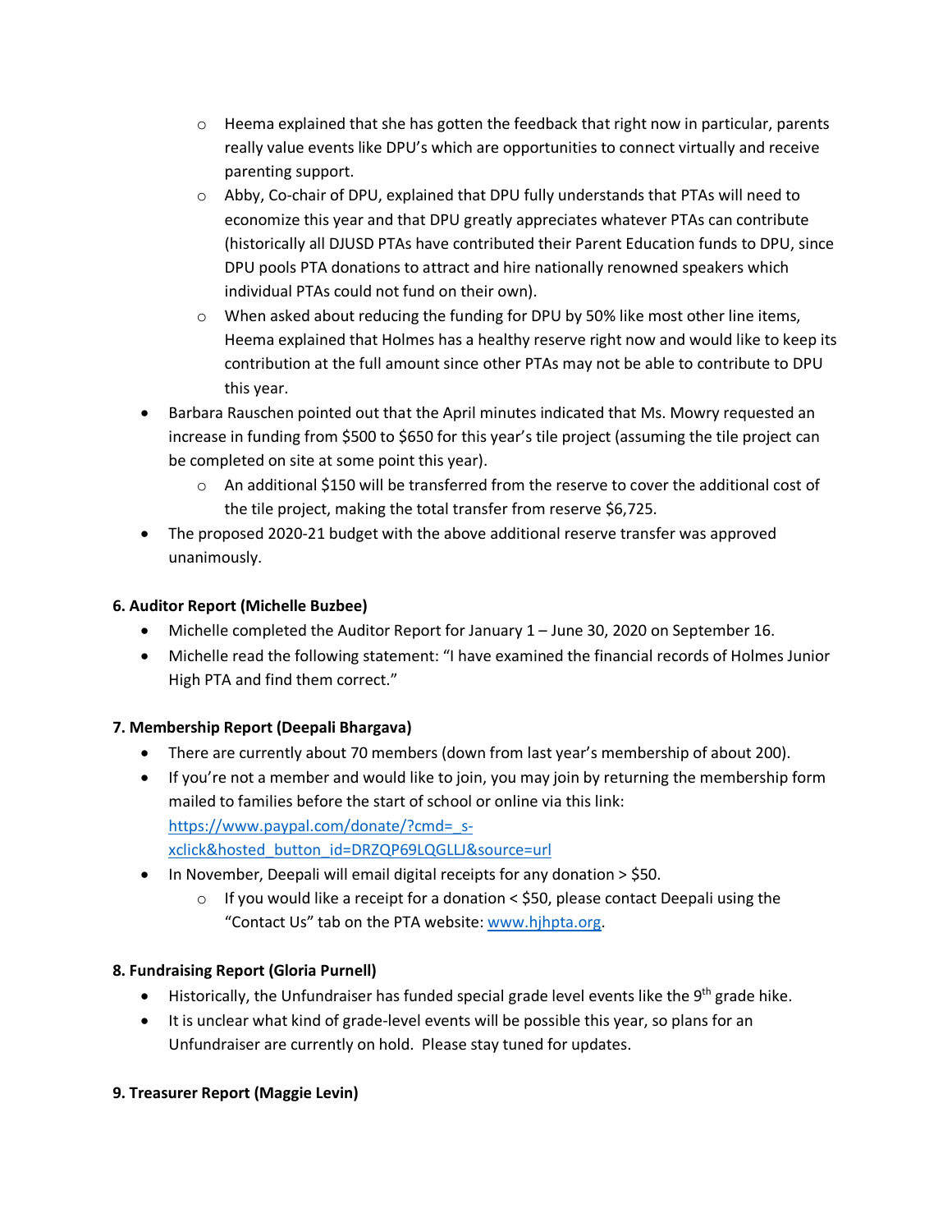- Heema explained that she has gotten the feedback that right now in particular, parents really value events like DPU's which are opportunities to connect virtually and receive parenting support.
    - Abby, Co-chair of DPU, explained that DPU fully understands that PTAs will need to economize this year and that DPU greatly appreciates whatever PTAs can contribute (historically all DJUSD PTAs have contributed their Parent Education funds to DPU, since DPU pools PTA donations to attract and hire nationally renowned speakers which individual PTAs could not fund on their own).
    - When asked about reducing the funding for DPU by 50% like most other line items, Heema explained that Holmes has a healthy reserve right now and would like to keep its contribution at the full amount since other PTAs may not be able to contribute to DPU this year.
- Barbara Rauschen pointed out that the April minutes indicated that Ms. Mowry requested an increase in funding from $500 to $650 for this year's tile project (assuming the tile project can be completed on site at some point this year).
    - An additional $150 will be transferred from the reserve to cover the additional cost of the tile project, making the total transfer from reserve $6,725.
- The proposed 2020-21 budget with the above additional reserve transfer was approved unanimously.

**6. Auditor Report (Michelle Buzbee)**

- Michelle completed the Auditor Report for January 1 – June 30, 2020 on September 16.
- Michelle read the following statement: "I have examined the financial records of Holmes Junior High PTA and find them correct."

**7. Membership Report (Deepali Bhargava)**

- There are currently about 70 members (down from last year's membership of about 200).
- If you're not a member and would like to join, you may join by returning the membership form mailed to families before the start of school or online via this link: [https://www.paypal.com/donate/?cmd=_s-xclick&hosted_button_id=DRZQP69LQGLLJ&source=url](https://www.paypal.com/donate/?cmd=_s-xclick&hosted_button_id=DRZQP69LQGLLJ&source=url)
- In November, Deepali will email digital receipts for any donation > $50.
    - If you would like a receipt for a donation < $50, please contact Deepali using the "Contact Us" tab on the PTA website: [www.hjhpta.org](www.hjhpta.org).

**8. Fundraising Report (Gloria Purnell)**

- Historically, the Unfundraiser has funded special grade level events like the 9th grade hike.
- It is unclear what kind of grade-level events will be possible this year, so plans for an Unfundraiser are currently on hold. Please stay tuned for updates.

**9. Treasurer Report (Maggie Levin)**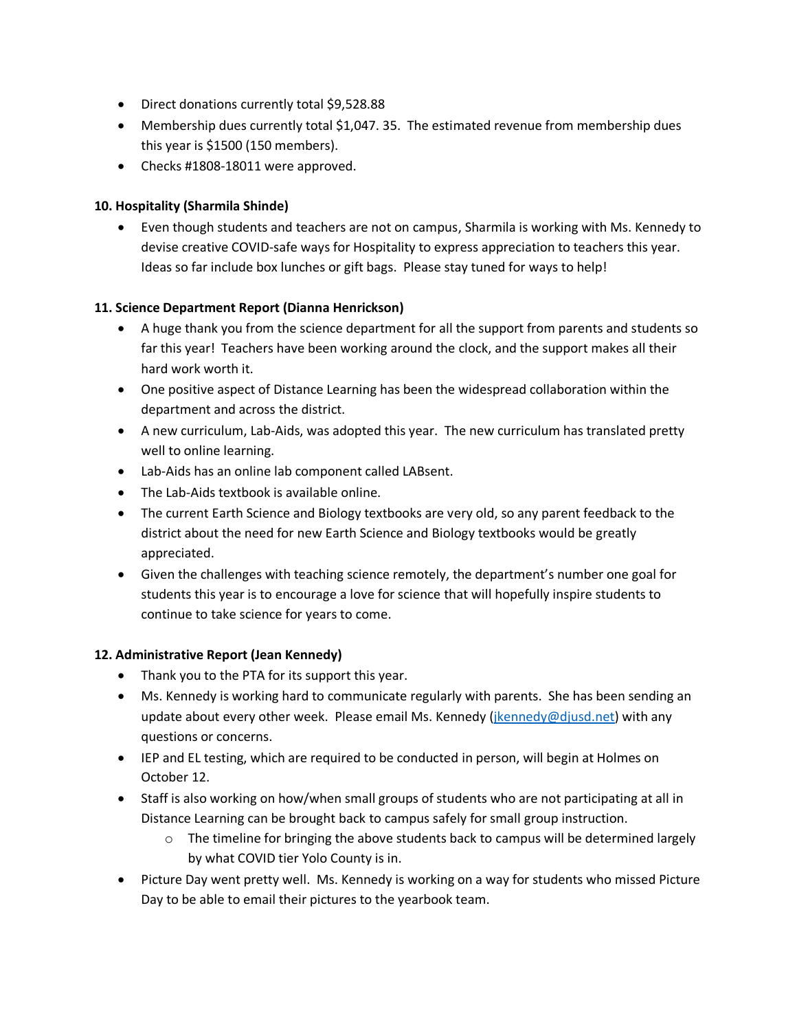- Direct donations currently total $9,528.88
- Membership dues currently total $1,047. 35. The estimated revenue from membership dues this year is $1500 (150 members).
- Checks #1808-18011 were approved.

**10. Hospitality (Sharmila Shinde)**

- Even though students and teachers are not on campus, Sharmila is working with Ms. Kennedy to devise creative COVID-safe ways for Hospitality to express appreciation to teachers this year. Ideas so far include box lunches or gift bags. Please stay tuned for ways to help!

**11. Science Department Report (Dianna Henrickson)**

- A huge thank you from the science department for all the support from parents and students so far this year! Teachers have been working around the clock, and the support makes all their hard work worth it.
- One positive aspect of Distance Learning has been the widespread collaboration within the department and across the district.
- A new curriculum, Lab-Aids, was adopted this year. The new curriculum has translated pretty well to online learning.
- Lab-Aids has an online lab component called LABsent.
- The Lab-Aids textbook is available online.
- The current Earth Science and Biology textbooks are very old, so any parent feedback to the district about the need for new Earth Science and Biology textbooks would be greatly appreciated.
- Given the challenges with teaching science remotely, the department's number one goal for students this year is to encourage a love for science that will hopefully inspire students to continue to take science for years to come.

**12. Administrative Report (Jean Kennedy)**

- Thank you to the PTA for its support this year.
- Ms. Kennedy is working hard to communicate regularly with parents. She has been sending an update about every other week. Please email Ms. Kennedy (jkennedy@djusd.net) with any questions or concerns.
- IEP and EL testing, which are required to be conducted in person, will begin at Holmes on October 12.
- Staff is also working on how/when small groups of students who are not participating at all in Distance Learning can be brought back to campus safely for small group instruction.
  - The timeline for bringing the above students back to campus will be determined largely by what COVID tier Yolo County is in.
- Picture Day went pretty well. Ms. Kennedy is working on a way for students who missed Picture Day to be able to email their pictures to the yearbook team.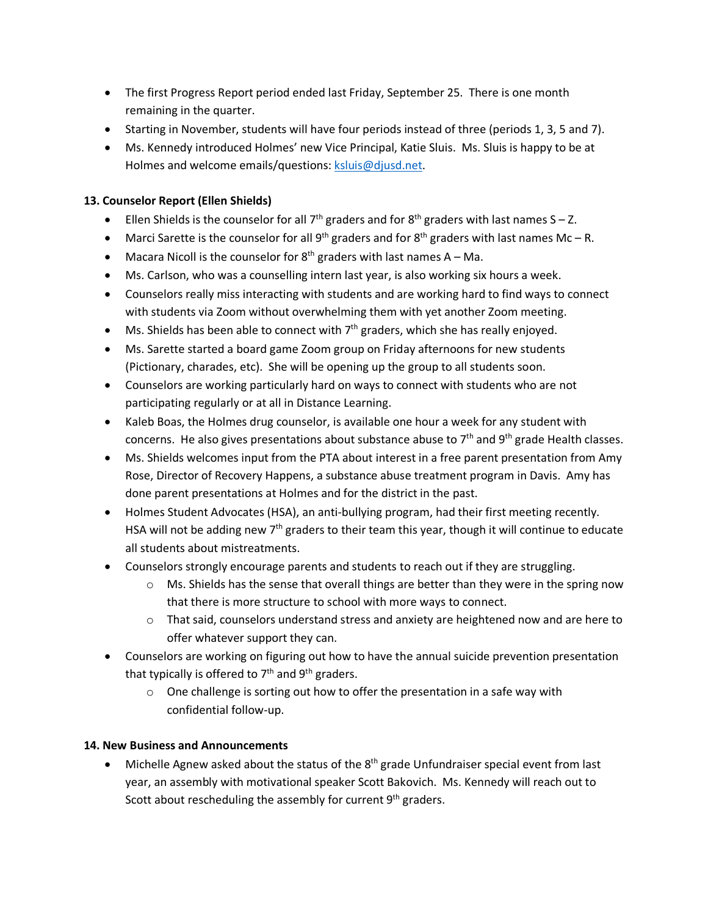- The first Progress Report period ended last Friday, September 25. There is one month remaining in the quarter.
- Starting in November, students will have four periods instead of three (periods 1, 3, 5 and 7).
- Ms. Kennedy introduced Holmes' new Vice Principal, Katie Sluis. Ms. Sluis is happy to be at Holmes and welcome emails/questions: [ksluis@djusd.net](mailto:ksluis@djusd.net).

**13. Counselor Report (Ellen Shields)**

- Ellen Shields is the counselor for all 7th graders and for 8th graders with last names S – Z.
- Marci Sarette is the counselor for all 9th graders and for 8th graders with last names Mc – R.
- Macara Nicoll is the counselor for 8th graders with last names A – Ma.
- Ms. Carlson, who was a counselling intern last year, is also working six hours a week.
- Counselors really miss interacting with students and are working hard to find ways to connect with students via Zoom without overwhelming them with yet another Zoom meeting.
- Ms. Shields has been able to connect with 7th graders, which she has really enjoyed.
- Ms. Sarette started a board game Zoom group on Friday afternoons for new students (Pictionary, charades, etc). She will be opening up the group to all students soon.
- Counselors are working particularly hard on ways to connect with students who are not participating regularly or at all in Distance Learning.
- Kaleb Boas, the Holmes drug counselor, is available one hour a week for any student with concerns. He also gives presentations about substance abuse to 7th and 9th grade Health classes.
- Ms. Shields welcomes input from the PTA about interest in a free parent presentation from Amy Rose, Director of Recovery Happens, a substance abuse treatment program in Davis. Amy has done parent presentations at Holmes and for the district in the past.
- Holmes Student Advocates (HSA), an anti-bullying program, had their first meeting recently. HSA will not be adding new 7th graders to their team this year, though it will continue to educate all students about mistreatments.
- Counselors strongly encourage parents and students to reach out if they are struggling.
  - Ms. Shields has the sense that overall things are better than they were in the spring now that there is more structure to school with more ways to connect.
  - That said, counselors understand stress and anxiety are heightened now and are here to offer whatever support they can.
- Counselors are working on figuring out how to have the annual suicide prevention presentation that typically is offered to 7th and 9th graders.
  - One challenge is sorting out how to offer the presentation in a safe way with confidential follow-up.

**14. New Business and Announcements**

- Michelle Agnew asked about the status of the 8th grade Unfundraiser special event from last year, an assembly with motivational speaker Scott Bakovich. Ms. Kennedy will reach out to Scott about rescheduling the assembly for current 9th graders.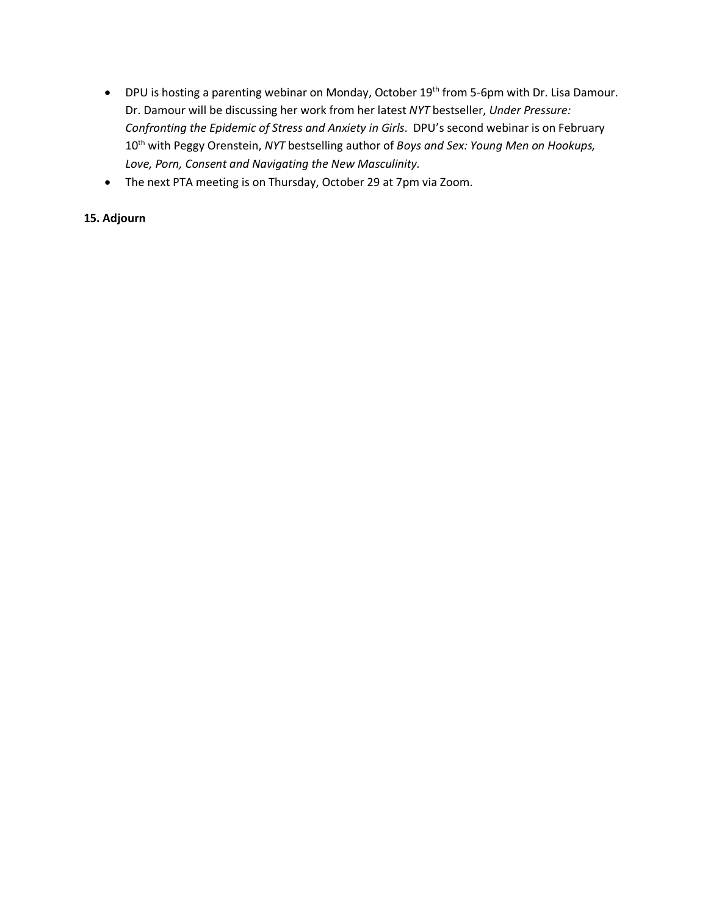- DPU is hosting a parenting webinar on Monday, October 19th from 5-6pm with Dr. Lisa Damour. Dr. Damour will be discussing her work from her latest *NYT* bestseller, *Under Pressure: Confronting the Epidemic of Stress and Anxiety in Girls*. DPU's second webinar is on February 10th with Peggy Orenstein, *NYT* bestselling author of *Boys and Sex: Young Men on Hookups, Love, Porn, Consent and Navigating the New Masculinity.*
- The next PTA meeting is on Thursday, October 29 at 7pm via Zoom.

**15. Adjourn**